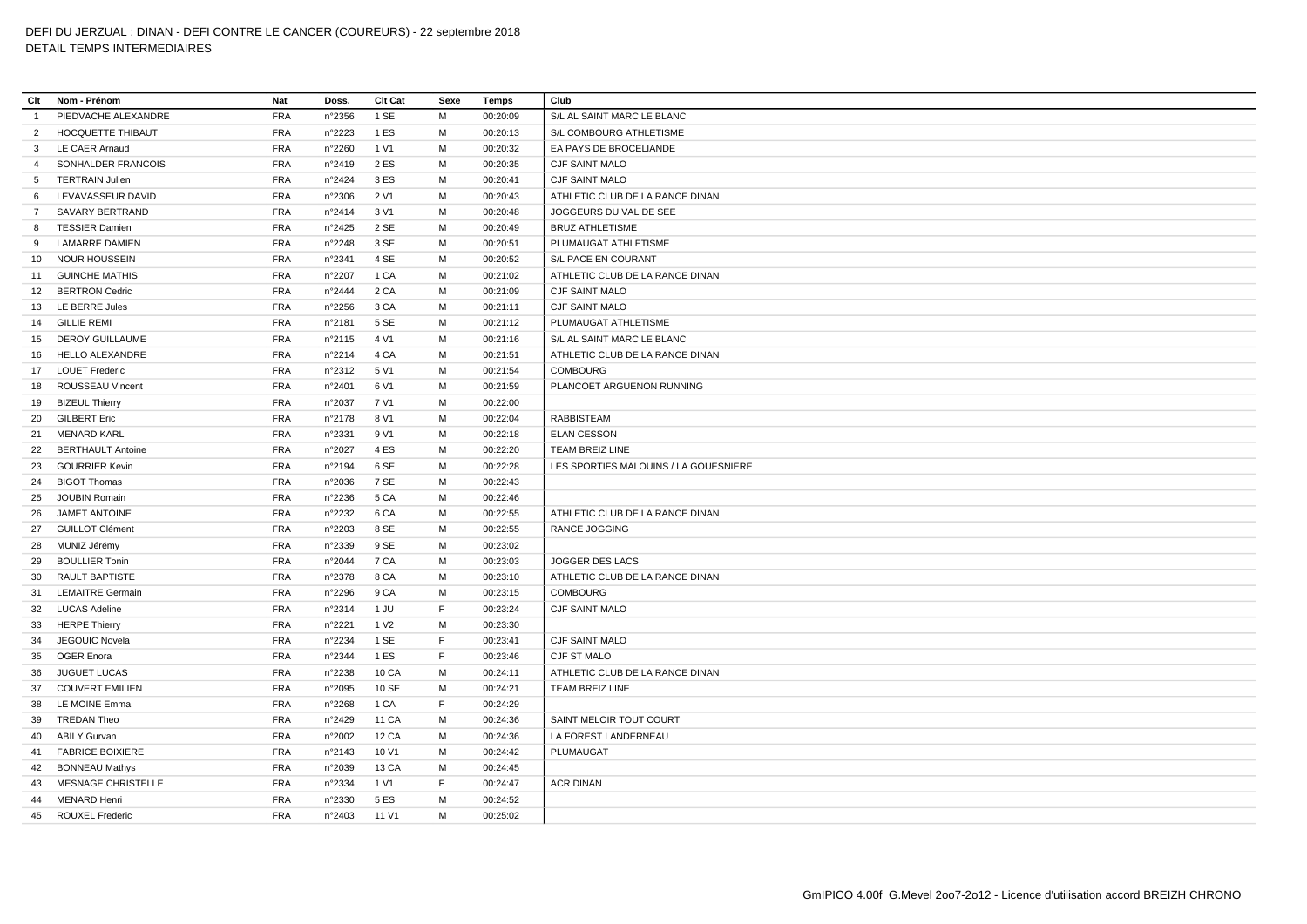# DEFI DU JERZUAL : DINAN - DEFI CONTRE LE CANCER (COUREURS) - 22 septembre 2018

DETAIL TEMPS INTERMEDIAIRES

| Clt | Nom - Prénom | Nat | Doss. | Clt Cat | Sexe | Temps | Club |
|---|---|---|---|---|---|---|---|
| 1 | PIEDVACHE ALEXANDRE | FRA | n°2356 | 1 SE | M | 00:20:09 | S/L AL SAINT MARC LE BLANC |
| 2 | HOCQUETTE THIBAUT | FRA | n°2223 | 1 ES | M | 00:20:13 | S/L COMBOURG ATHLETISME |
| 3 | LE CAER Arnaud | FRA | n°2260 | 1 V1 | M | 00:20:32 | EA PAYS DE BROCELIANDE |
| 4 | SONHALDER FRANCOIS | FRA | n°2419 | 2 ES | M | 00:20:35 | CJF SAINT MALO |
| 5 | TERTRAIN Julien | FRA | n°2424 | 3 ES | M | 00:20:41 | CJF SAINT MALO |
| 6 | LEVAVASSEUR DAVID | FRA | n°2306 | 2 V1 | M | 00:20:43 | ATHLETIC CLUB DE LA RANCE DINAN |
| 7 | SAVARY BERTRAND | FRA | n°2414 | 3 V1 | M | 00:20:48 | JOGGEURS DU VAL DE SEE |
| 8 | TESSIER Damien | FRA | n°2425 | 2 SE | M | 00:20:49 | BRUZ ATHLETISME |
| 9 | LAMARRE DAMIEN | FRA | n°2248 | 3 SE | M | 00:20:51 | PLUMAUGAT ATHLETISME |
| 10 | NOUR HOUSSEIN | FRA | n°2341 | 4 SE | M | 00:20:52 | S/L PACE EN COURANT |
| 11 | GUINCHE MATHIS | FRA | n°2207 | 1 CA | M | 00:21:02 | ATHLETIC CLUB DE LA RANCE DINAN |
| 12 | BERTRON Cedric | FRA | n°2444 | 2 CA | M | 00:21:09 | CJF SAINT MALO |
| 13 | LE BERRE Jules | FRA | n°2256 | 3 CA | M | 00:21:11 | CJF SAINT MALO |
| 14 | GILLIE REMI | FRA | n°2181 | 5 SE | M | 00:21:12 | PLUMAUGAT ATHLETISME |
| 15 | DEROY GUILLAUME | FRA | n°2115 | 4 V1 | M | 00:21:16 | S/L AL SAINT MARC LE BLANC |
| 16 | HELLO ALEXANDRE | FRA | n°2214 | 4 CA | M | 00:21:51 | ATHLETIC CLUB DE LA RANCE DINAN |
| 17 | LOUET Frederic | FRA | n°2312 | 5 V1 | M | 00:21:54 | COMBOURG |
| 18 | ROUSSEAU Vincent | FRA | n°2401 | 6 V1 | M | 00:21:59 | PLANCOET ARGUENON RUNNING |
| 19 | BIZEUL Thierry | FRA | n°2037 | 7 V1 | M | 00:22:00 | |
| 20 | GILBERT Eric | FRA | n°2178 | 8 V1 | M | 00:22:04 | RABBISTEAM |
| 21 | MENARD KARL | FRA | n°2331 | 9 V1 | M | 00:22:18 | ELAN CESSON |
| 22 | BERTHAULT Antoine | FRA | n°2027 | 4 ES | M | 00:22:20 | TEAM BREIZ LINE |
| 23 | GOURRIER Kevin | FRA | n°2194 | 6 SE | M | 00:22:28 | LES SPORTIFS MALOUINS / LA GOUESNIERE |
| 24 | BIGOT Thomas | FRA | n°2036 | 7 SE | M | 00:22:43 | |
| 25 | JOUBIN Romain | FRA | n°2236 | 5 CA | M | 00:22:46 | |
| 26 | JAMET ANTOINE | FRA | n°2232 | 6 CA | M | 00:22:55 | ATHLETIC CLUB DE LA RANCE DINAN |
| 27 | GUILLOT Clément | FRA | n°2203 | 8 SE | M | 00:22:55 | RANCE JOGGING |
| 28 | MUNIZ Jérémy | FRA | n°2339 | 9 SE | M | 00:23:02 | |
| 29 | BOULLIER Tonin | FRA | n°2044 | 7 CA | M | 00:23:03 | JOGGER DES LACS |
| 30 | RAULT BAPTISTE | FRA | n°2378 | 8 CA | M | 00:23:10 | ATHLETIC CLUB DE LA RANCE DINAN |
| 31 | LEMAITRE Germain | FRA | n°2296 | 9 CA | M | 00:23:15 | COMBOURG |
| 32 | LUCAS Adeline | FRA | n°2314 | 1 JU | F | 00:23:24 | CJF SAINT MALO |
| 33 | HERPE Thierry | FRA | n°2221 | 1 V2 | M | 00:23:30 | |
| 34 | JEGOUIC Novela | FRA | n°2234 | 1 SE | F | 00:23:41 | CJF SAINT MALO |
| 35 | OGER Enora | FRA | n°2344 | 1 ES | F | 00:23:46 | CJF ST MALO |
| 36 | JUGUET LUCAS | FRA | n°2238 | 10 CA | M | 00:24:11 | ATHLETIC CLUB DE LA RANCE DINAN |
| 37 | COUVERT EMILIEN | FRA | n°2095 | 10 SE | M | 00:24:21 | TEAM BREIZ LINE |
| 38 | LE MOINE Emma | FRA | n°2268 | 1 CA | F | 00:24:29 | |
| 39 | TREDAN Theo | FRA | n°2429 | 11 CA | M | 00:24:36 | SAINT MELOIR TOUT COURT |
| 40 | ABILY Gurvan | FRA | n°2002 | 12 CA | M | 00:24:36 | LA FOREST LANDERNEAU |
| 41 | FABRICE BOIXIERE | FRA | n°2143 | 10 V1 | M | 00:24:42 | PLUMAUGAT |
| 42 | BONNEAU Mathys | FRA | n°2039 | 13 CA | M | 00:24:45 | |
| 43 | MESNAGE CHRISTELLE | FRA | n°2334 | 1 V1 | F | 00:24:47 | ACR DINAN |
| 44 | MENARD Henri | FRA | n°2330 | 5 ES | M | 00:24:52 | |
| 45 | ROUXEL Frederic | FRA | n°2403 | 11 V1 | M | 00:25:02 | |

GmIPICO 4.00f G.Mevel 2oo7-2o12 - Licence d'utilisation accord BREIZH CHRONO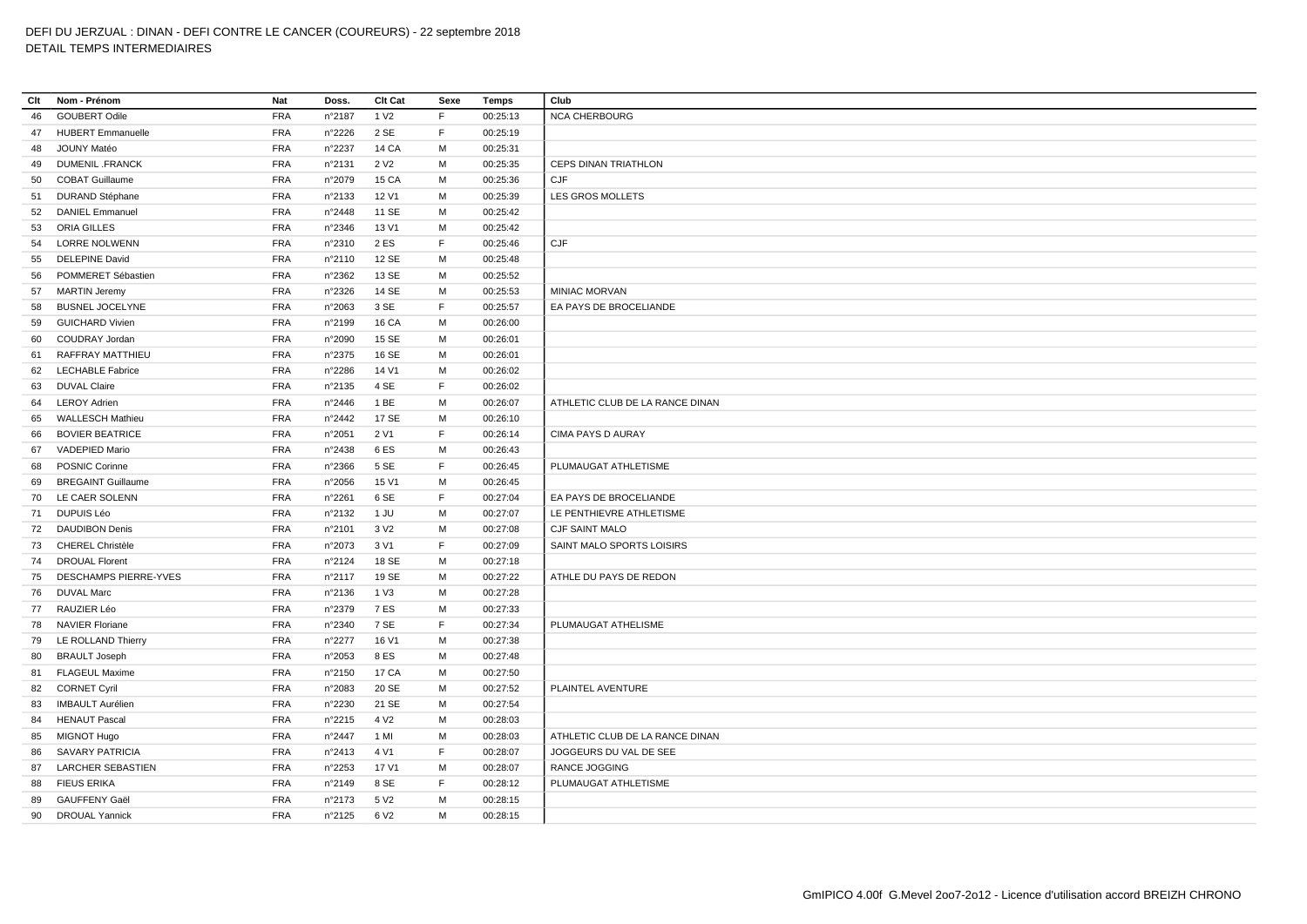DEFI DU JERZUAL : DINAN - DEFI CONTRE LE CANCER (COUREURS) - 22 septembre 2018
DETAIL TEMPS INTERMEDIAIRES

| Clt | Nom - Prénom | Nat | Doss. | Clt Cat | Sexe | Temps | Club |
|---|---|---|---|---|---|---|---|
| 46 | GOUBERT Odile | FRA | n°2187 | 1 V2 | F | 00:25:13 | NCA CHERBOURG |
| 47 | HUBERT Emmanuelle | FRA | n°2226 | 2 SE | F | 00:25:19 | |
| 48 | JOUNY Matéo | FRA | n°2237 | 14 CA | M | 00:25:31 | |
| 49 | DUMENIL .FRANCK | FRA | n°2131 | 2 V2 | M | 00:25:35 | CEPS DINAN TRIATHLON |
| 50 | COBAT Guillaume | FRA | n°2079 | 15 CA | M | 00:25:36 | CJF |
| 51 | DURAND Stéphane | FRA | n°2133 | 12 V1 | M | 00:25:39 | LES GROS MOLLETS |
| 52 | DANIEL Emmanuel | FRA | n°2448 | 11 SE | M | 00:25:42 | |
| 53 | ORIA GILLES | FRA | n°2346 | 13 V1 | M | 00:25:42 | |
| 54 | LORRE NOLWENN | FRA | n°2310 | 2 ES | F | 00:25:46 | CJF |
| 55 | DELEPINE David | FRA | n°2110 | 12 SE | M | 00:25:48 | |
| 56 | POMMERET Sébastien | FRA | n°2362 | 13 SE | M | 00:25:52 | |
| 57 | MARTIN Jeremy | FRA | n°2326 | 14 SE | M | 00:25:53 | MINIAC MORVAN |
| 58 | BUSNEL JOCELYNE | FRA | n°2063 | 3 SE | F | 00:25:57 | EA PAYS DE BROCELIANDE |
| 59 | GUICHARD Vivien | FRA | n°2199 | 16 CA | M | 00:26:00 | |
| 60 | COUDRAY Jordan | FRA | n°2090 | 15 SE | M | 00:26:01 | |
| 61 | RAFFRAY MATTHIEU | FRA | n°2375 | 16 SE | M | 00:26:01 | |
| 62 | LECHABLE Fabrice | FRA | n°2286 | 14 V1 | M | 00:26:02 | |
| 63 | DUVAL Claire | FRA | n°2135 | 4 SE | F | 00:26:02 | |
| 64 | LEROY Adrien | FRA | n°2446 | 1 BE | M | 00:26:07 | ATHLETIC CLUB DE LA RANCE DINAN |
| 65 | WALLESCH Mathieu | FRA | n°2442 | 17 SE | M | 00:26:10 | |
| 66 | BOVIER BEATRICE | FRA | n°2051 | 2 V1 | F | 00:26:14 | CIMA PAYS D AURAY |
| 67 | VADEPIED Mario | FRA | n°2438 | 6 ES | M | 00:26:43 | |
| 68 | POSNIC Corinne | FRA | n°2366 | 5 SE | F | 00:26:45 | PLUMAUGAT ATHLETISME |
| 69 | BREGAINT Guillaume | FRA | n°2056 | 15 V1 | M | 00:26:45 | |
| 70 | LE CAER SOLENN | FRA | n°2261 | 6 SE | F | 00:27:04 | EA PAYS DE BROCELIANDE |
| 71 | DUPUIS Léo | FRA | n°2132 | 1 JU | M | 00:27:07 | LE PENTHIEVRE ATHLETISME |
| 72 | DAUDIBON Denis | FRA | n°2101 | 3 V2 | M | 00:27:08 | CJF SAINT MALO |
| 73 | CHEREL Christèle | FRA | n°2073 | 3 V1 | F | 00:27:09 | SAINT MALO SPORTS LOISIRS |
| 74 | DROUAL Florent | FRA | n°2124 | 18 SE | M | 00:27:18 | |
| 75 | DESCHAMPS PIERRE-YVES | FRA | n°2117 | 19 SE | M | 00:27:22 | ATHLE DU PAYS DE REDON |
| 76 | DUVAL Marc | FRA | n°2136 | 1 V3 | M | 00:27:28 | |
| 77 | RAUZIER Léo | FRA | n°2379 | 7 ES | M | 00:27:33 | |
| 78 | NAVIER Floriane | FRA | n°2340 | 7 SE | F | 00:27:34 | PLUMAUGAT ATHELISME |
| 79 | LE ROLLAND Thierry | FRA | n°2277 | 16 V1 | M | 00:27:38 | |
| 80 | BRAULT Joseph | FRA | n°2053 | 8 ES | M | 00:27:48 | |
| 81 | FLAGEUL Maxime | FRA | n°2150 | 17 CA | M | 00:27:50 | |
| 82 | CORNET Cyril | FRA | n°2083 | 20 SE | M | 00:27:52 | PLAINTEL AVENTURE |
| 83 | IMBAULT Aurélien | FRA | n°2230 | 21 SE | M | 00:27:54 | |
| 84 | HENAUT Pascal | FRA | n°2215 | 4 V2 | M | 00:28:03 | |
| 85 | MIGNOT Hugo | FRA | n°2447 | 1 MI | M | 00:28:03 | ATHLETIC CLUB DE LA RANCE DINAN |
| 86 | SAVARY PATRICIA | FRA | n°2413 | 4 V1 | F | 00:28:07 | JOGGEURS DU VAL DE SEE |
| 87 | LARCHER SEBASTIEN | FRA | n°2253 | 17 V1 | M | 00:28:07 | RANCE JOGGING |
| 88 | FIEUS ERIKA | FRA | n°2149 | 8 SE | F | 00:28:12 | PLUMAUGAT ATHLETISME |
| 89 | GAUFFENY Gaël | FRA | n°2173 | 5 V2 | M | 00:28:15 | |
| 90 | DROUAL Yannick | FRA | n°2125 | 6 V2 | M | 00:28:15 | |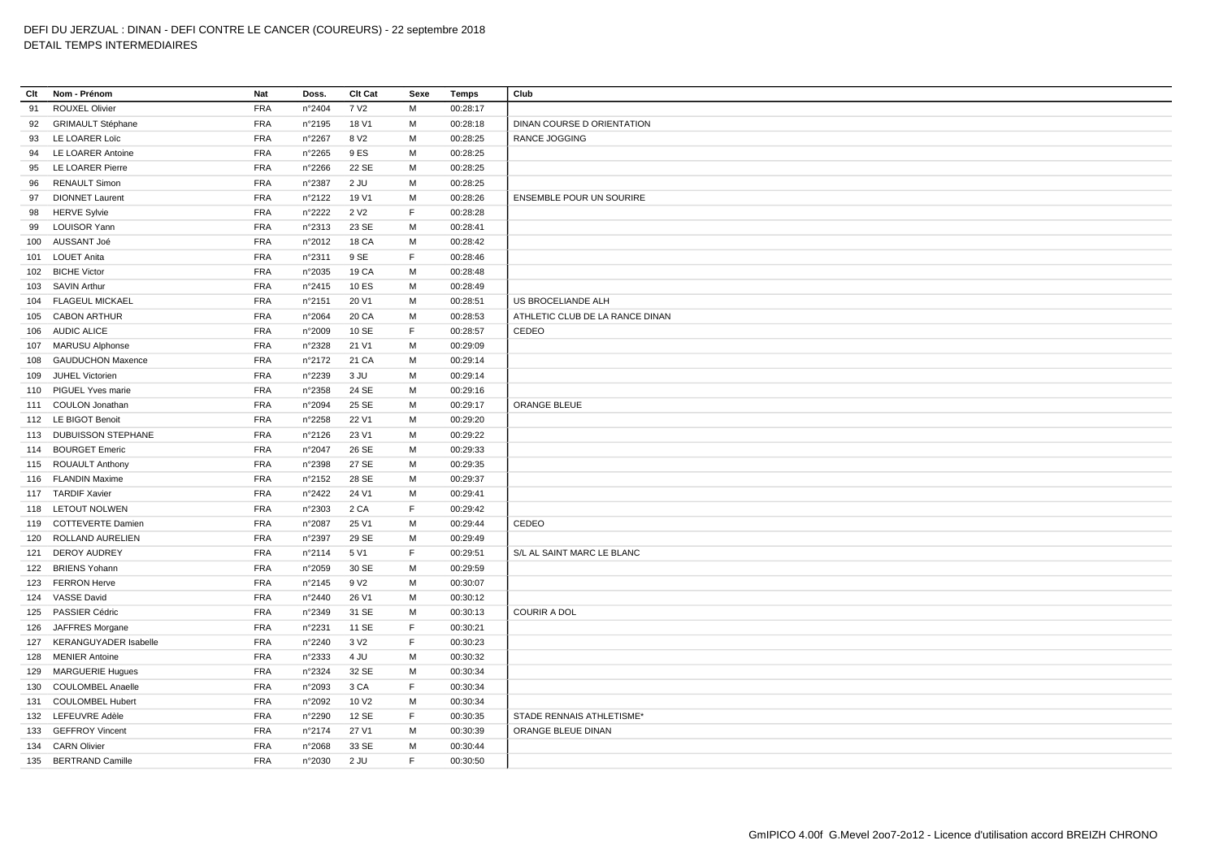DEFI DU JERZUAL : DINAN - DEFI CONTRE LE CANCER (COUREURS) - 22 septembre 2018
DETAIL TEMPS INTERMEDIAIRES

| Clt | Nom - Prénom | Nat | Doss. | Clt Cat | Sexe | Temps | Club |
|---|---|---|---|---|---|---|---|
| 91 | ROUXEL Olivier | FRA | n°2404 | 7 V2 | M | 00:28:17 | |
| 92 | GRIMAULT Stéphane | FRA | n°2195 | 18 V1 | M | 00:28:18 | DINAN COURSE D ORIENTATION |
| 93 | LE LOARER Loïc | FRA | n°2267 | 8 V2 | M | 00:28:25 | RANCE JOGGING |
| 94 | LE LOARER Antoine | FRA | n°2265 | 9 ES | M | 00:28:25 | |
| 95 | LE LOARER Pierre | FRA | n°2266 | 22 SE | M | 00:28:25 | |
| 96 | RENAULT Simon | FRA | n°2387 | 2 JU | M | 00:28:25 | |
| 97 | DIONNET Laurent | FRA | n°2122 | 19 V1 | M | 00:28:26 | ENSEMBLE POUR UN SOURIRE |
| 98 | HERVE Sylvie | FRA | n°2222 | 2 V2 | F | 00:28:28 | |
| 99 | LOUISOR Yann | FRA | n°2313 | 23 SE | M | 00:28:41 | |
| 100 | AUSSANT Joé | FRA | n°2012 | 18 CA | M | 00:28:42 | |
| 101 | LOUET Anita | FRA | n°2311 | 9 SE | F | 00:28:46 | |
| 102 | BICHE Victor | FRA | n°2035 | 19 CA | M | 00:28:48 | |
| 103 | SAVIN Arthur | FRA | n°2415 | 10 ES | M | 00:28:49 | |
| 104 | FLAGEUL MICKAEL | FRA | n°2151 | 20 V1 | M | 00:28:51 | US BROCELIANDE ALH |
| 105 | CABON ARTHUR | FRA | n°2064 | 20 CA | M | 00:28:53 | ATHLETIC CLUB DE LA RANCE DINAN |
| 106 | AUDIC ALICE | FRA | n°2009 | 10 SE | F | 00:28:57 | CEDEO |
| 107 | MARUSU Alphonse | FRA | n°2328 | 21 V1 | M | 00:29:09 | |
| 108 | GAUDUCHON Maxence | FRA | n°2172 | 21 CA | M | 00:29:14 | |
| 109 | JUHEL Victorien | FRA | n°2239 | 3 JU | M | 00:29:14 | |
| 110 | PIGUEL Yves marie | FRA | n°2358 | 24 SE | M | 00:29:16 | |
| 111 | COULON Jonathan | FRA | n°2094 | 25 SE | M | 00:29:17 | ORANGE BLEUE |
| 112 | LE BIGOT Benoit | FRA | n°2258 | 22 V1 | M | 00:29:20 | |
| 113 | DUBUISSON STEPHANE | FRA | n°2126 | 23 V1 | M | 00:29:22 | |
| 114 | BOURGET Emeric | FRA | n°2047 | 26 SE | M | 00:29:33 | |
| 115 | ROUAULT Anthony | FRA | n°2398 | 27 SE | M | 00:29:35 | |
| 116 | FLANDIN Maxime | FRA | n°2152 | 28 SE | M | 00:29:37 | |
| 117 | TARDIF Xavier | FRA | n°2422 | 24 V1 | M | 00:29:41 | |
| 118 | LETOUT NOLWEN | FRA | n°2303 | 2 CA | F | 00:29:42 | |
| 119 | COTTEVERTE Damien | FRA | n°2087 | 25 V1 | M | 00:29:44 | CEDEO |
| 120 | ROLLAND AURELIEN | FRA | n°2397 | 29 SE | M | 00:29:49 | |
| 121 | DEROY AUDREY | FRA | n°2114 | 5 V1 | F | 00:29:51 | S/L AL SAINT MARC LE BLANC |
| 122 | BRIENS Yohann | FRA | n°2059 | 30 SE | M | 00:29:59 | |
| 123 | FERRON Herve | FRA | n°2145 | 9 V2 | M | 00:30:07 | |
| 124 | VASSE David | FRA | n°2440 | 26 V1 | M | 00:30:12 | |
| 125 | PASSIER Cédric | FRA | n°2349 | 31 SE | M | 00:30:13 | COURIR A DOL |
| 126 | JAFFRES Morgane | FRA | n°2231 | 11 SE | F | 00:30:21 | |
| 127 | KERANGUYADER Isabelle | FRA | n°2240 | 3 V2 | F | 00:30:23 | |
| 128 | MENIER Antoine | FRA | n°2333 | 4 JU | M | 00:30:32 | |
| 129 | MARGUERIE Hugues | FRA | n°2324 | 32 SE | M | 00:30:34 | |
| 130 | COULOMBEL Anaelle | FRA | n°2093 | 3 CA | F | 00:30:34 | |
| 131 | COULOMBEL Hubert | FRA | n°2092 | 10 V2 | M | 00:30:34 | |
| 132 | LEFEUVRE Adèle | FRA | n°2290 | 12 SE | F | 00:30:35 | STADE RENNAIS ATHLETISME* |
| 133 | GEFFROY Vincent | FRA | n°2174 | 27 V1 | M | 00:30:39 | ORANGE BLEUE DINAN |
| 134 | CARN Olivier | FRA | n°2068 | 33 SE | M | 00:30:44 | |
| 135 | BERTRAND Camille | FRA | n°2030 | 2 JU | F | 00:30:50 | |

GmIPICO 4.00f G.Mevel 2oo7-2o12 - Licence d'utilisation accord BREIZH CHRONO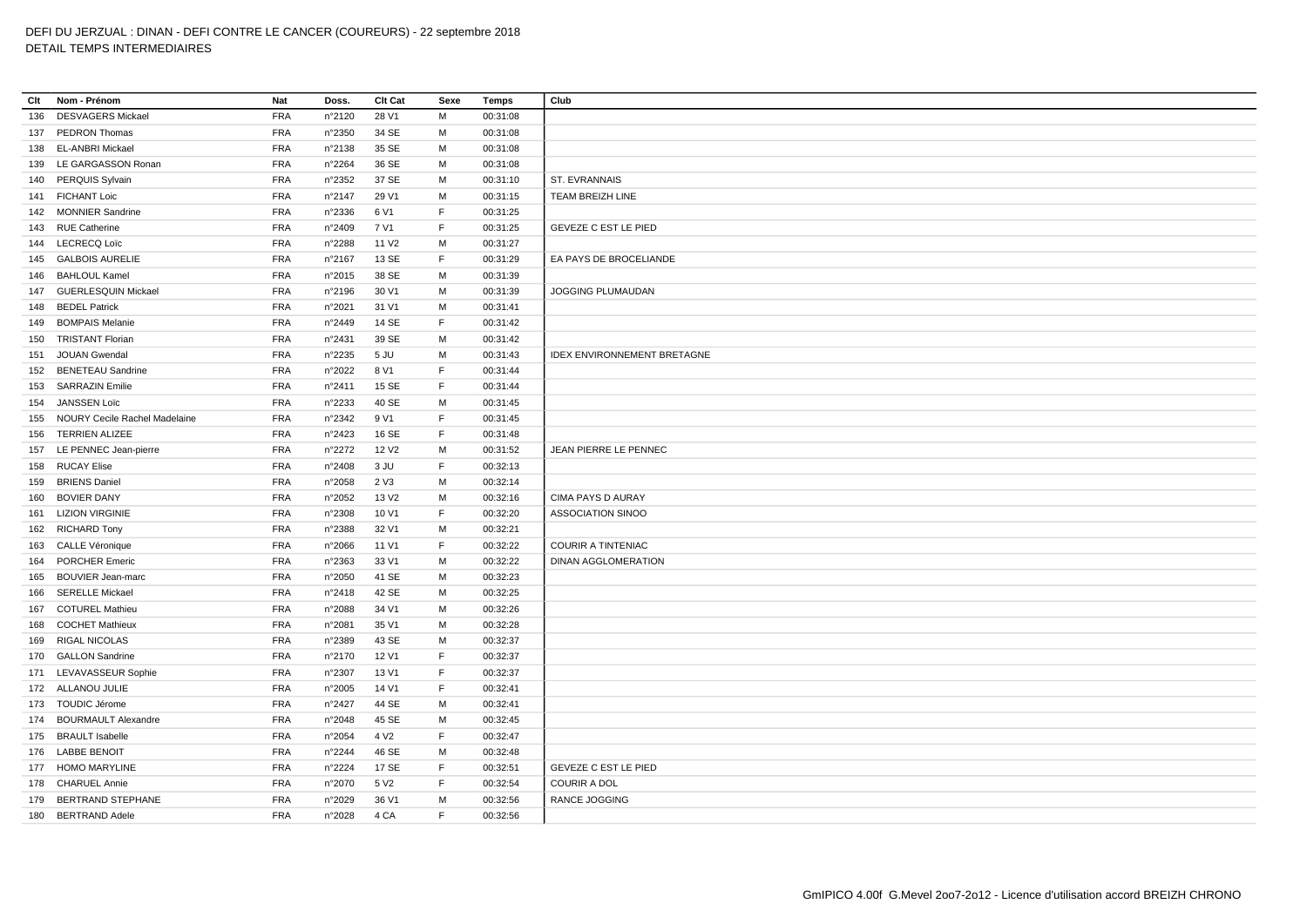DEFI DU JERZUAL : DINAN - DEFI CONTRE LE CANCER (COUREURS) - 22 septembre 2018
DETAIL TEMPS INTERMEDIAIRES

| Clt | Nom - Prénom | Nat | Doss. | Clt Cat | Sexe | Temps | Club |
|---|---|---|---|---|---|---|---|
| 136 | DESVAGERS Mickael | FRA | n°2120 | 28 V1 | M | 00:31:08 | |
| 137 | PEDRON Thomas | FRA | n°2350 | 34 SE | M | 00:31:08 | |
| 138 | EL-ANBRI Mickael | FRA | n°2138 | 35 SE | M | 00:31:08 | |
| 139 | LE GARGASSON Ronan | FRA | n°2264 | 36 SE | M | 00:31:08 | |
| 140 | PERQUIS Sylvain | FRA | n°2352 | 37 SE | M | 00:31:10 | ST. EVRANNAIS |
| 141 | FICHANT Loic | FRA | n°2147 | 29 V1 | M | 00:31:15 | TEAM BREIZH LINE |
| 142 | MONNIER Sandrine | FRA | n°2336 | 6 V1 | F | 00:31:25 | |
| 143 | RUE Catherine | FRA | n°2409 | 7 V1 | F | 00:31:25 | GEVEZE C EST LE PIED |
| 144 | LECRECQ Loïc | FRA | n°2288 | 11 V2 | M | 00:31:27 | |
| 145 | GALBOIS AURELIE | FRA | n°2167 | 13 SE | F | 00:31:29 | EA PAYS DE BROCELIANDE |
| 146 | BAHLOUL Kamel | FRA | n°2015 | 38 SE | M | 00:31:39 | |
| 147 | GUERLESQUIN Mickael | FRA | n°2196 | 30 V1 | M | 00:31:39 | JOGGING PLUMAUDAN |
| 148 | BEDEL Patrick | FRA | n°2021 | 31 V1 | M | 00:31:41 | |
| 149 | BOMPAIS Melanie | FRA | n°2449 | 14 SE | F | 00:31:42 | |
| 150 | TRISTANT Florian | FRA | n°2431 | 39 SE | M | 00:31:42 | |
| 151 | JOUAN Gwendal | FRA | n°2235 | 5 JU | M | 00:31:43 | IDEX ENVIRONNEMENT BRETAGNE |
| 152 | BENETEAU Sandrine | FRA | n°2022 | 8 V1 | F | 00:31:44 | |
| 153 | SARRAZIN Emilie | FRA | n°2411 | 15 SE | F | 00:31:44 | |
| 154 | JANSSEN Loïc | FRA | n°2233 | 40 SE | M | 00:31:45 | |
| 155 | NOURY Cecile Rachel Madelaine | FRA | n°2342 | 9 V1 | F | 00:31:45 | |
| 156 | TERRIEN ALIZEE | FRA | n°2423 | 16 SE | F | 00:31:48 | |
| 157 | LE PENNEC Jean-pierre | FRA | n°2272 | 12 V2 | M | 00:31:52 | JEAN PIERRE LE PENNEC |
| 158 | RUCAY Elise | FRA | n°2408 | 3 JU | F | 00:32:13 | |
| 159 | BRIENS Daniel | FRA | n°2058 | 2 V3 | M | 00:32:14 | |
| 160 | BOVIER DANY | FRA | n°2052 | 13 V2 | M | 00:32:16 | CIMA PAYS D AURAY |
| 161 | LIZION VIRGINIE | FRA | n°2308 | 10 V1 | F | 00:32:20 | ASSOCIATION SINOO |
| 162 | RICHARD Tony | FRA | n°2388 | 32 V1 | M | 00:32:21 | |
| 163 | CALLE Véronique | FRA | n°2066 | 11 V1 | F | 00:32:22 | COURIR A TINTENIAC |
| 164 | PORCHER Emeric | FRA | n°2363 | 33 V1 | M | 00:32:22 | DINAN AGGLOMERATION |
| 165 | BOUVIER Jean-marc | FRA | n°2050 | 41 SE | M | 00:32:23 | |
| 166 | SERELLE Mickael | FRA | n°2418 | 42 SE | M | 00:32:25 | |
| 167 | COTUREL Mathieu | FRA | n°2088 | 34 V1 | M | 00:32:26 | |
| 168 | COCHET Mathieux | FRA | n°2081 | 35 V1 | M | 00:32:28 | |
| 169 | RIGAL NICOLAS | FRA | n°2389 | 43 SE | M | 00:32:37 | |
| 170 | GALLON Sandrine | FRA | n°2170 | 12 V1 | F | 00:32:37 | |
| 171 | LEVAVASSEUR Sophie | FRA | n°2307 | 13 V1 | F | 00:32:37 | |
| 172 | ALLANOU JULIE | FRA | n°2005 | 14 V1 | F | 00:32:41 | |
| 173 | TOUDIC Jérome | FRA | n°2427 | 44 SE | M | 00:32:41 | |
| 174 | BOURMAULT Alexandre | FRA | n°2048 | 45 SE | M | 00:32:45 | |
| 175 | BRAULT Isabelle | FRA | n°2054 | 4 V2 | F | 00:32:47 | |
| 176 | LABBE BENOIT | FRA | n°2244 | 46 SE | M | 00:32:48 | |
| 177 | HOMO MARYLINE | FRA | n°2224 | 17 SE | F | 00:32:51 | GEVEZE C EST LE PIED |
| 178 | CHARUEL Annie | FRA | n°2070 | 5 V2 | F | 00:32:54 | COURIR A DOL |
| 179 | BERTRAND STEPHANE | FRA | n°2029 | 36 V1 | M | 00:32:56 | RANCE JOGGING |
| 180 | BERTRAND Adele | FRA | n°2028 | 4 CA | F | 00:32:56 | |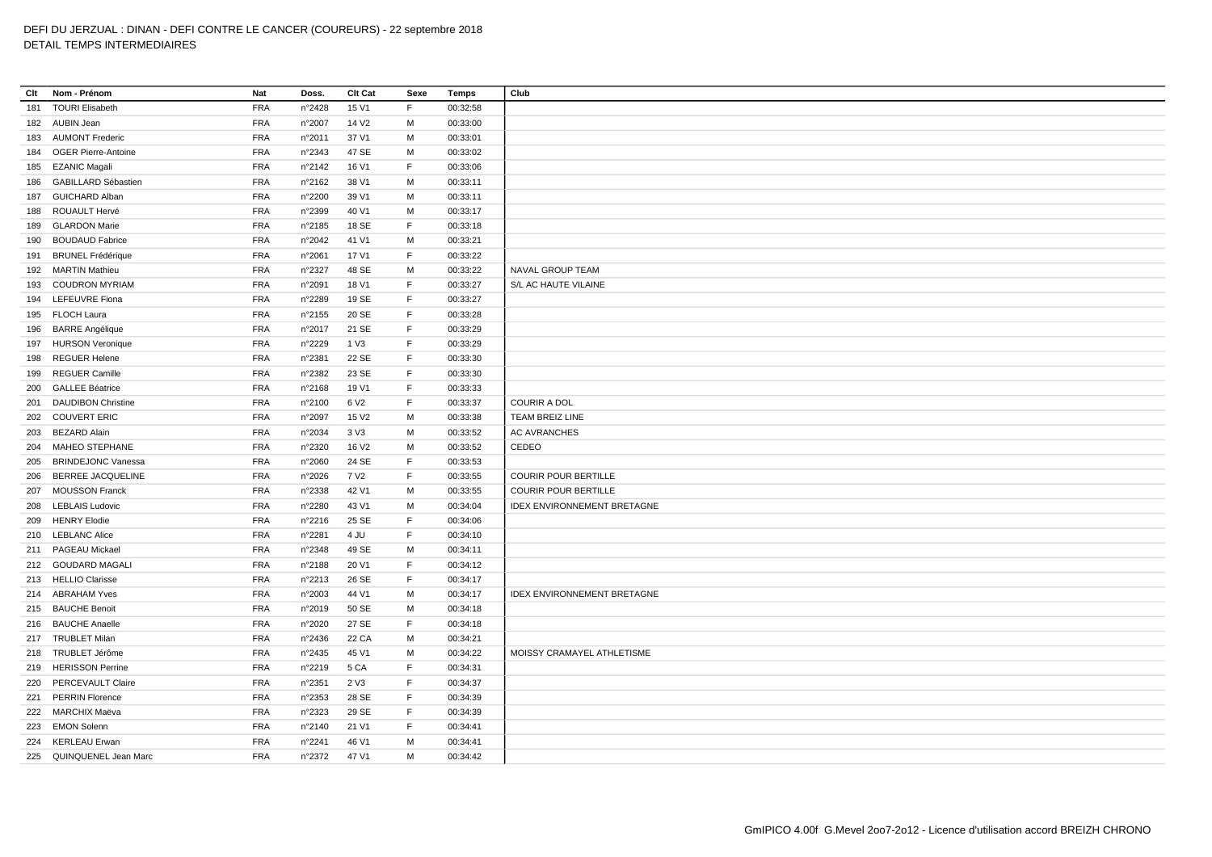DEFI DU JERZUAL : DINAN - DEFI CONTRE LE CANCER (COUREURS) - 22 septembre 2018

DETAIL TEMPS INTERMEDIAIRES

| Clt | Nom - Prénom | Nat | Doss. | Clt Cat | Sexe | Temps | Club |
|---|---|---|---|---|---|---|---|
| 181 | TOURI Elisabeth | FRA | n°2428 | 15 V1 | F | 00:32:58 | |
| 182 | AUBIN Jean | FRA | n°2007 | 14 V2 | M | 00:33:00 | |
| 183 | AUMONT Frederic | FRA | n°2011 | 37 V1 | M | 00:33:01 | |
| 184 | OGER Pierre-Antoine | FRA | n°2343 | 47 SE | M | 00:33:02 | |
| 185 | EZANIC Magali | FRA | n°2142 | 16 V1 | F | 00:33:06 | |
| 186 | GABILLARD Sébastien | FRA | n°2162 | 38 V1 | M | 00:33:11 | |
| 187 | GUICHARD Alban | FRA | n°2200 | 39 V1 | M | 00:33:11 | |
| 188 | ROUAULT Hervé | FRA | n°2399 | 40 V1 | M | 00:33:17 | |
| 189 | GLARDON Marie | FRA | n°2185 | 18 SE | F | 00:33:18 | |
| 190 | BOUDAUD Fabrice | FRA | n°2042 | 41 V1 | M | 00:33:21 | |
| 191 | BRUNEL Frédérique | FRA | n°2061 | 17 V1 | F | 00:33:22 | |
| 192 | MARTIN Mathieu | FRA | n°2327 | 48 SE | M | 00:33:22 | NAVAL GROUP TEAM |
| 193 | COUDRON MYRIAM | FRA | n°2091 | 18 V1 | F | 00:33:27 | S/L AC HAUTE VILAINE |
| 194 | LEFEUVRE Fiona | FRA | n°2289 | 19 SE | F | 00:33:27 | |
| 195 | FLOCH Laura | FRA | n°2155 | 20 SE | F | 00:33:28 | |
| 196 | BARRE Angélique | FRA | n°2017 | 21 SE | F | 00:33:29 | |
| 197 | HURSON Veronique | FRA | n°2229 | 1 V3 | F | 00:33:29 | |
| 198 | REGUER Helene | FRA | n°2381 | 22 SE | F | 00:33:30 | |
| 199 | REGUER Camille | FRA | n°2382 | 23 SE | F | 00:33:30 | |
| 200 | GALLEE Béatrice | FRA | n°2168 | 19 V1 | F | 00:33:33 | |
| 201 | DAUDIBON Christine | FRA | n°2100 | 6 V2 | F | 00:33:37 | COURIR A DOL |
| 202 | COUVERT ERIC | FRA | n°2097 | 15 V2 | M | 00:33:38 | TEAM BREIZ LINE |
| 203 | BEZARD Alain | FRA | n°2034 | 3 V3 | M | 00:33:52 | AC AVRANCHES |
| 204 | MAHEO STEPHANE | FRA | n°2320 | 16 V2 | M | 00:33:52 | CEDEO |
| 205 | BRINDEJONC Vanessa | FRA | n°2060 | 24 SE | F | 00:33:53 | |
| 206 | BERREE JACQUELINE | FRA | n°2026 | 7 V2 | F | 00:33:55 | COURIR POUR BERTILLE |
| 207 | MOUSSON Franck | FRA | n°2338 | 42 V1 | M | 00:33:55 | COURIR POUR BERTILLE |
| 208 | LEBLAIS Ludovic | FRA | n°2280 | 43 V1 | M | 00:34:04 | IDEX ENVIRONNEMENT BRETAGNE |
| 209 | HENRY Elodie | FRA | n°2216 | 25 SE | F | 00:34:06 | |
| 210 | LEBLANC Alice | FRA | n°2281 | 4 JU | F | 00:34:10 | |
| 211 | PAGEAU Mickael | FRA | n°2348 | 49 SE | M | 00:34:11 | |
| 212 | GOUDARD MAGALI | FRA | n°2188 | 20 V1 | F | 00:34:12 | |
| 213 | HELLIO Clarisse | FRA | n°2213 | 26 SE | F | 00:34:17 | |
| 214 | ABRAHAM Yves | FRA | n°2003 | 44 V1 | M | 00:34:17 | IDEX ENVIRONNEMENT BRETAGNE |
| 215 | BAUCHE Benoit | FRA | n°2019 | 50 SE | M | 00:34:18 | |
| 216 | BAUCHE Anaelle | FRA | n°2020 | 27 SE | F | 00:34:18 | |
| 217 | TRUBLET Milan | FRA | n°2436 | 22 CA | M | 00:34:21 | |
| 218 | TRUBLET Jérôme | FRA | n°2435 | 45 V1 | M | 00:34:22 | MOISSY CRAMAYEL ATHLETISME |
| 219 | HERISSON Perrine | FRA | n°2219 | 5 CA | F | 00:34:31 | |
| 220 | PERCEVAULT Claire | FRA | n°2351 | 2 V3 | F | 00:34:37 | |
| 221 | PERRIN Florence | FRA | n°2353 | 28 SE | F | 00:34:39 | |
| 222 | MARCHIX Maëva | FRA | n°2323 | 29 SE | F | 00:34:39 | |
| 223 | EMON Solenn | FRA | n°2140 | 21 V1 | F | 00:34:41 | |
| 224 | KERLEAU Erwan | FRA | n°2241 | 46 V1 | M | 00:34:41 | |
| 225 | QUINQUENEL Jean Marc | FRA | n°2372 | 47 V1 | M | 00:34:42 | |

GmIPICO 4.00f G.Mevel 2oo7-2o12 - Licence d'utilisation accord BREIZH CHRONO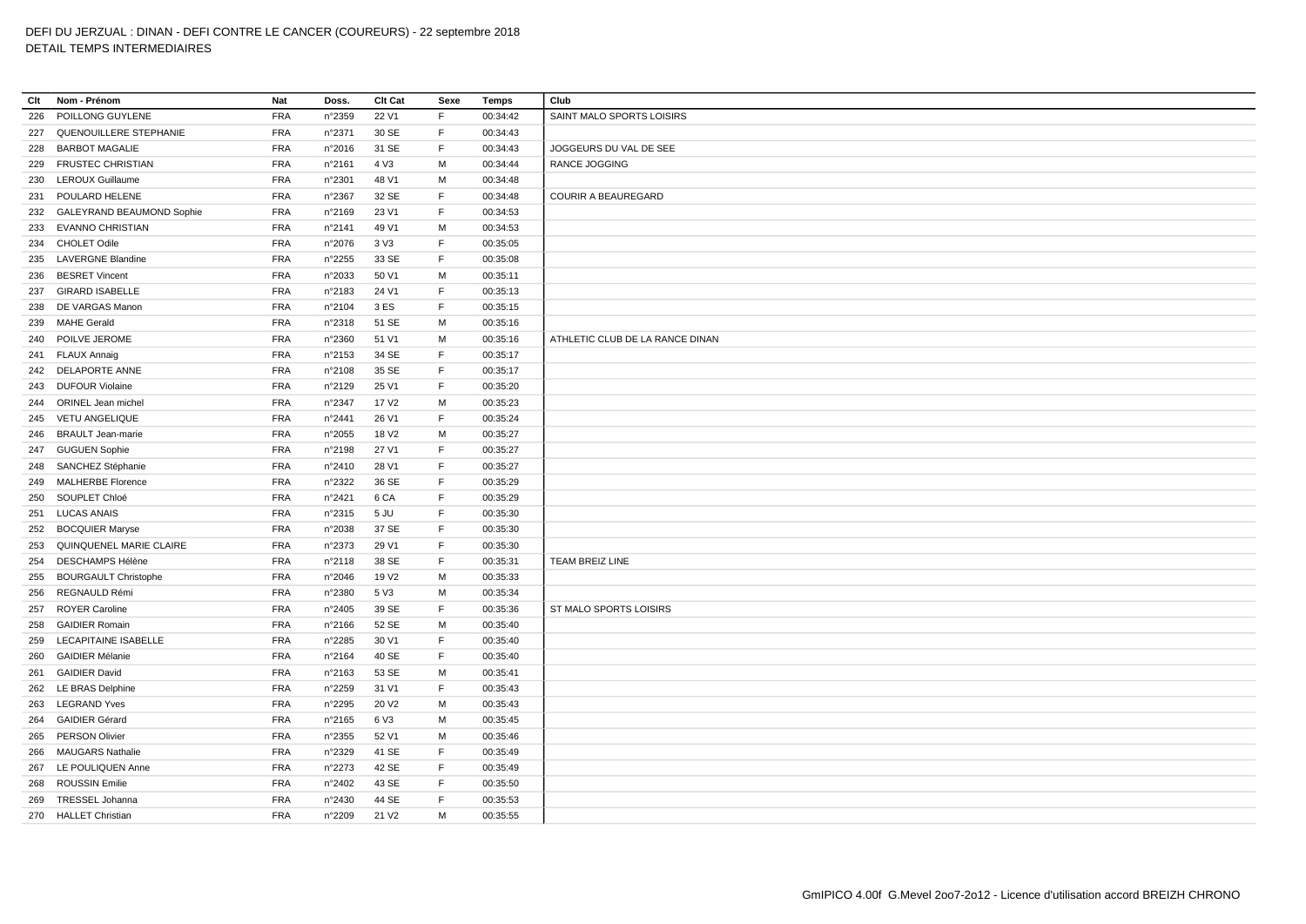DEFI DU JERZUAL : DINAN - DEFI CONTRE LE CANCER (COUREURS) - 22 septembre 2018
DETAIL TEMPS INTERMEDIAIRES

| Clt | Nom - Prénom | Nat | Doss. | Clt Cat | Sexe | Temps | Club |
|---|---|---|---|---|---|---|---|
| 226 | POILLONG GUYLENE | FRA | n°2359 | 22 V1 | F | 00:34:42 | SAINT MALO SPORTS LOISIRS |
| 227 | QUENOUILLERE STEPHANIE | FRA | n°2371 | 30 SE | F | 00:34:43 | |
| 228 | BARBOT MAGALIE | FRA | n°2016 | 31 SE | F | 00:34:43 | JOGGEURS DU VAL DE SEE |
| 229 | FRUSTEC CHRISTIAN | FRA | n°2161 | 4 V3 | M | 00:34:44 | RANCE JOGGING |
| 230 | LEROUX Guillaume | FRA | n°2301 | 48 V1 | M | 00:34:48 | |
| 231 | POULARD HELENE | FRA | n°2367 | 32 SE | F | 00:34:48 | COURIR A BEAUREGARD |
| 232 | GALEYRAND BEAUMOND Sophie | FRA | n°2169 | 23 V1 | F | 00:34:53 | |
| 233 | EVANNO CHRISTIAN | FRA | n°2141 | 49 V1 | M | 00:34:53 | |
| 234 | CHOLET Odile | FRA | n°2076 | 3 V3 | F | 00:35:05 | |
| 235 | LAVERGNE Blandine | FRA | n°2255 | 33 SE | F | 00:35:08 | |
| 236 | BESRET Vincent | FRA | n°2033 | 50 V1 | M | 00:35:11 | |
| 237 | GIRARD ISABELLE | FRA | n°2183 | 24 V1 | F | 00:35:13 | |
| 238 | DE VARGAS Manon | FRA | n°2104 | 3 ES | F | 00:35:15 | |
| 239 | MAHE Gerald | FRA | n°2318 | 51 SE | M | 00:35:16 | |
| 240 | POILVE JEROME | FRA | n°2360 | 51 V1 | M | 00:35:16 | ATHLETIC CLUB DE LA RANCE DINAN |
| 241 | FLAUX Annaig | FRA | n°2153 | 34 SE | F | 00:35:17 | |
| 242 | DELAPORTE ANNE | FRA | n°2108 | 35 SE | F | 00:35:17 | |
| 243 | DUFOUR Violaine | FRA | n°2129 | 25 V1 | F | 00:35:20 | |
| 244 | ORINEL Jean michel | FRA | n°2347 | 17 V2 | M | 00:35:23 | |
| 245 | VETU ANGELIQUE | FRA | n°2441 | 26 V1 | F | 00:35:24 | |
| 246 | BRAULT Jean-marie | FRA | n°2055 | 18 V2 | M | 00:35:27 | |
| 247 | GUGUEN Sophie | FRA | n°2198 | 27 V1 | F | 00:35:27 | |
| 248 | SANCHEZ Stéphanie | FRA | n°2410 | 28 V1 | F | 00:35:27 | |
| 249 | MALHERBE Florence | FRA | n°2322 | 36 SE | F | 00:35:29 | |
| 250 | SOUPLET Chloé | FRA | n°2421 | 6 CA | F | 00:35:29 | |
| 251 | LUCAS ANAIS | FRA | n°2315 | 5 JU | F | 00:35:30 | |
| 252 | BOCQUIER Maryse | FRA | n°2038 | 37 SE | F | 00:35:30 | |
| 253 | QUINQUENEL MARIE CLAIRE | FRA | n°2373 | 29 V1 | F | 00:35:30 | |
| 254 | DESCHAMPS Hélène | FRA | n°2118 | 38 SE | F | 00:35:31 | TEAM BREIZ LINE |
| 255 | BOURGAULT Christophe | FRA | n°2046 | 19 V2 | M | 00:35:33 | |
| 256 | REGNAULD Rémi | FRA | n°2380 | 5 V3 | M | 00:35:34 | |
| 257 | ROYER Caroline | FRA | n°2405 | 39 SE | F | 00:35:36 | ST MALO SPORTS LOISIRS |
| 258 | GAIDIER Romain | FRA | n°2166 | 52 SE | M | 00:35:40 | |
| 259 | LECAPITAINE ISABELLE | FRA | n°2285 | 30 V1 | F | 00:35:40 | |
| 260 | GAIDIER Mélanie | FRA | n°2164 | 40 SE | F | 00:35:40 | |
| 261 | GAIDIER David | FRA | n°2163 | 53 SE | M | 00:35:41 | |
| 262 | LE BRAS Delphine | FRA | n°2259 | 31 V1 | F | 00:35:43 | |
| 263 | LEGRAND Yves | FRA | n°2295 | 20 V2 | M | 00:35:43 | |
| 264 | GAIDIER Gérard | FRA | n°2165 | 6 V3 | M | 00:35:45 | |
| 265 | PERSON Olivier | FRA | n°2355 | 52 V1 | M | 00:35:46 | |
| 266 | MAUGARS Nathalie | FRA | n°2329 | 41 SE | F | 00:35:49 | |
| 267 | LE POULIQUEN Anne | FRA | n°2273 | 42 SE | F | 00:35:49 | |
| 268 | ROUSSIN Emilie | FRA | n°2402 | 43 SE | F | 00:35:50 | |
| 269 | TRESSEL Johanna | FRA | n°2430 | 44 SE | F | 00:35:53 | |
| 270 | HALLET Christian | FRA | n°2209 | 21 V2 | M | 00:35:55 | |

GmIPICO 4.00f G.Mevel 2oo7-2o12 - Licence d'utilisation accord BREIZH CHRONO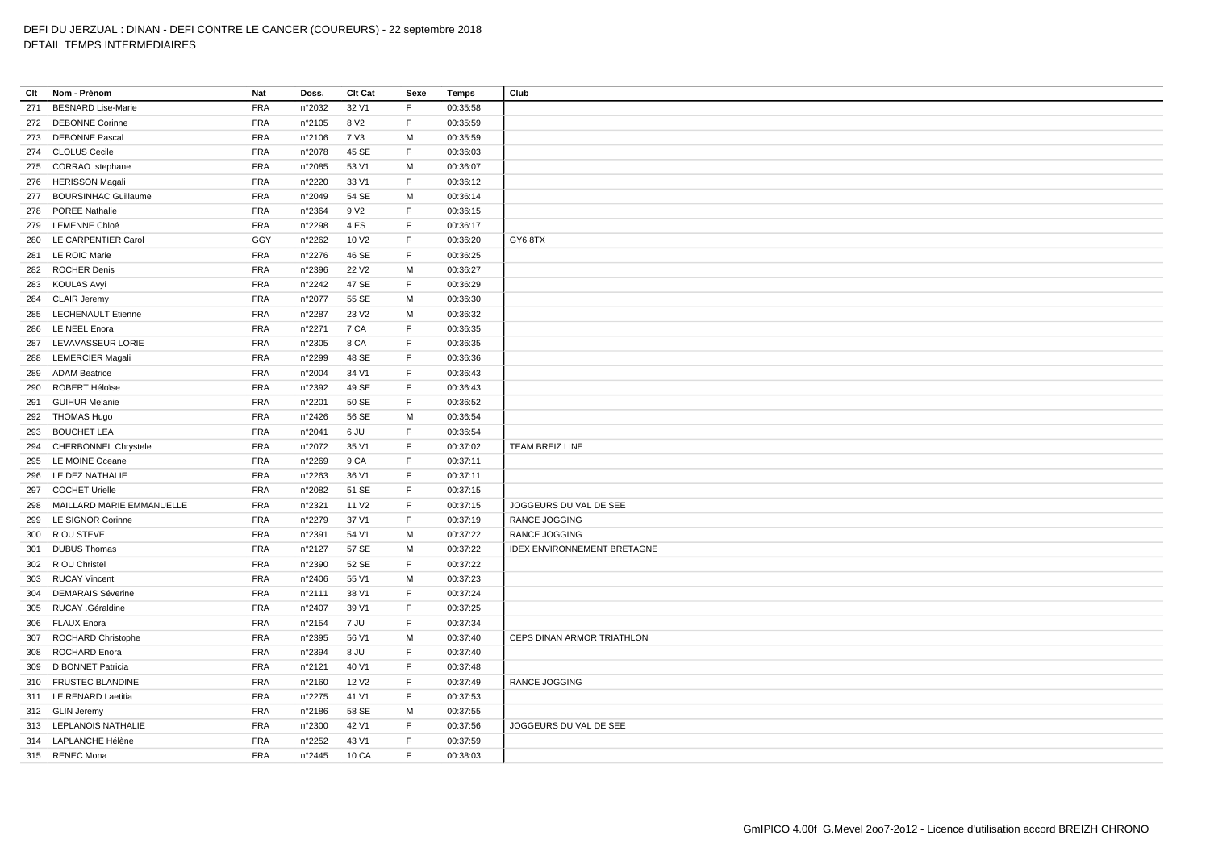DEFI DU JERZUAL : DINAN - DEFI CONTRE LE CANCER (COUREURS) - 22 septembre 2018
DETAIL TEMPS INTERMEDIAIRES

| Clt | Nom - Prénom | Nat | Doss. | Clt Cat | Sexe | Temps | Club |
|---|---|---|---|---|---|---|---|
| 271 | BESNARD Lise-Marie | FRA | n°2032 | 32 V1 | F | 00:35:58 | |
| 272 | DEBONNE Corinne | FRA | n°2105 | 8 V2 | F | 00:35:59 | |
| 273 | DEBONNE Pascal | FRA | n°2106 | 7 V3 | M | 00:35:59 | |
| 274 | CLOLUS Cecile | FRA | n°2078 | 45 SE | F | 00:36:03 | |
| 275 | CORRAO .stephane | FRA | n°2085 | 53 V1 | M | 00:36:07 | |
| 276 | HERISSON Magali | FRA | n°2220 | 33 V1 | F | 00:36:12 | |
| 277 | BOURSINHAC Guillaume | FRA | n°2049 | 54 SE | M | 00:36:14 | |
| 278 | POREE Nathalie | FRA | n°2364 | 9 V2 | F | 00:36:15 | |
| 279 | LEMENNE Chloé | FRA | n°2298 | 4 ES | F | 00:36:17 | |
| 280 | LE CARPENTIER Carol | GGY | n°2262 | 10 V2 | F | 00:36:20 | GY6 8TX |
| 281 | LE ROIC Marie | FRA | n°2276 | 46 SE | F | 00:36:25 | |
| 282 | ROCHER Denis | FRA | n°2396 | 22 V2 | M | 00:36:27 | |
| 283 | KOULAS Avyi | FRA | n°2242 | 47 SE | F | 00:36:29 | |
| 284 | CLAIR Jeremy | FRA | n°2077 | 55 SE | M | 00:36:30 | |
| 285 | LECHENAULT Etienne | FRA | n°2287 | 23 V2 | M | 00:36:32 | |
| 286 | LE NEEL Enora | FRA | n°2271 | 7 CA | F | 00:36:35 | |
| 287 | LEVAVASSEUR LORIE | FRA | n°2305 | 8 CA | F | 00:36:35 | |
| 288 | LEMERCIER Magali | FRA | n°2299 | 48 SE | F | 00:36:36 | |
| 289 | ADAM Beatrice | FRA | n°2004 | 34 V1 | F | 00:36:43 | |
| 290 | ROBERT Héloïse | FRA | n°2392 | 49 SE | F | 00:36:43 | |
| 291 | GUIHUR Melanie | FRA | n°2201 | 50 SE | F | 00:36:52 | |
| 292 | THOMAS Hugo | FRA | n°2426 | 56 SE | M | 00:36:54 | |
| 293 | BOUCHET LEA | FRA | n°2041 | 6 JU | F | 00:36:54 | |
| 294 | CHERBONNEL Chrystele | FRA | n°2072 | 35 V1 | F | 00:37:02 | TEAM BREIZ LINE |
| 295 | LE MOINE Oceane | FRA | n°2269 | 9 CA | F | 00:37:11 | |
| 296 | LE DEZ NATHALIE | FRA | n°2263 | 36 V1 | F | 00:37:11 | |
| 297 | COCHET Urielle | FRA | n°2082 | 51 SE | F | 00:37:15 | |
| 298 | MAILLARD MARIE EMMANUELLE | FRA | n°2321 | 11 V2 | F | 00:37:15 | JOGGEURS DU VAL DE SEE |
| 299 | LE SIGNOR Corinne | FRA | n°2279 | 37 V1 | F | 00:37:19 | RANCE JOGGING |
| 300 | RIOU STEVE | FRA | n°2391 | 54 V1 | M | 00:37:22 | RANCE JOGGING |
| 301 | DUBUS Thomas | FRA | n°2127 | 57 SE | M | 00:37:22 | IDEX ENVIRONNEMENT BRETAGNE |
| 302 | RIOU Christel | FRA | n°2390 | 52 SE | F | 00:37:22 | |
| 303 | RUCAY Vincent | FRA | n°2406 | 55 V1 | M | 00:37:23 | |
| 304 | DEMARAIS Séverine | FRA | n°2111 | 38 V1 | F | 00:37:24 | |
| 305 | RUCAY .Géraldine | FRA | n°2407 | 39 V1 | F | 00:37:25 | |
| 306 | FLAUX Enora | FRA | n°2154 | 7 JU | F | 00:37:34 | |
| 307 | ROCHARD Christophe | FRA | n°2395 | 56 V1 | M | 00:37:40 | CEPS DINAN ARMOR TRIATHLON |
| 308 | ROCHARD Enora | FRA | n°2394 | 8 JU | F | 00:37:40 | |
| 309 | DIBONNET Patricia | FRA | n°2121 | 40 V1 | F | 00:37:48 | |
| 310 | FRUSTEC BLANDINE | FRA | n°2160 | 12 V2 | F | 00:37:49 | RANCE JOGGING |
| 311 | LE RENARD Laetitia | FRA | n°2275 | 41 V1 | F | 00:37:53 | |
| 312 | GLIN Jeremy | FRA | n°2186 | 58 SE | M | 00:37:55 | |
| 313 | LEPLANOIS NATHALIE | FRA | n°2300 | 42 V1 | F | 00:37:56 | JOGGEURS DU VAL DE SEE |
| 314 | LAPLANCHE Hélène | FRA | n°2252 | 43 V1 | F | 00:37:59 | |
| 315 | RENEC Mona | FRA | n°2445 | 10 CA | F | 00:38:03 | |

GmIPICO 4.00f G.Mevel 2oo7-2o12 - Licence d'utilisation accord BREIZH CHRONO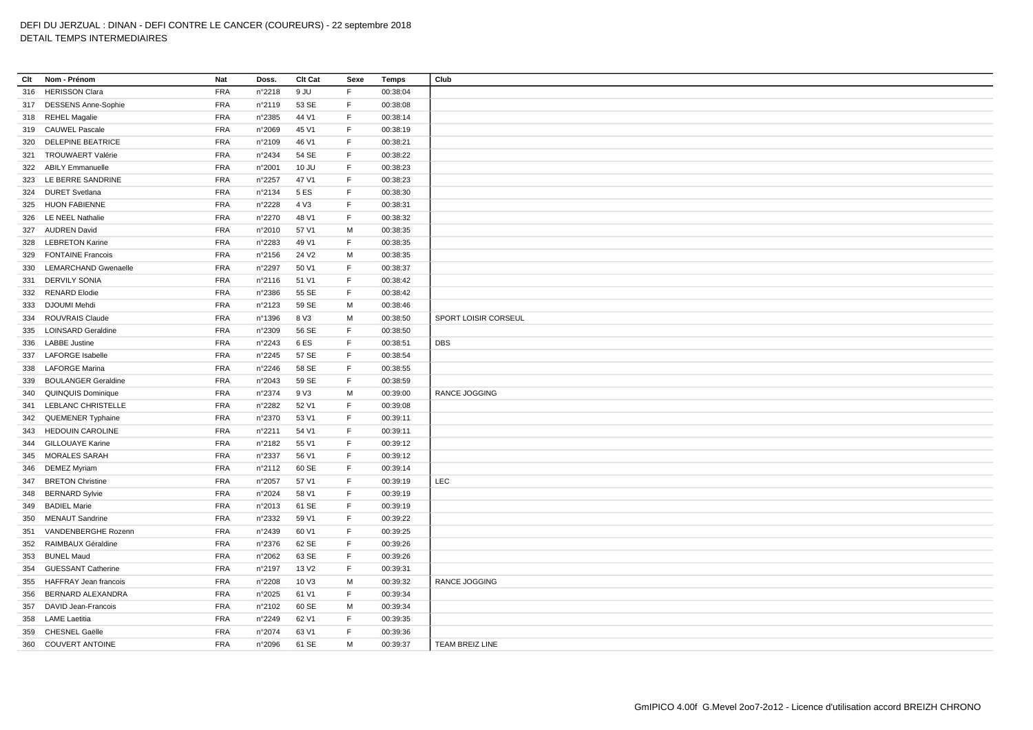DEFI DU JERZUAL : DINAN - DEFI CONTRE LE CANCER (COUREURS) - 22 septembre 2018

DETAIL TEMPS INTERMEDIAIRES

| Clt | Nom - Prénom | Nat | Doss. | Clt Cat | Sexe | Temps | Club |
|---|---|---|---|---|---|---|---|
| 316 | HERISSON Clara | FRA | n°2218 | 9 JU | F | 00:38:04 | |
| 317 | DESSENS Anne-Sophie | FRA | n°2119 | 53 SE | F | 00:38:08 | |
| 318 | REHEL Magalie | FRA | n°2385 | 44 V1 | F | 00:38:14 | |
| 319 | CAUWEL Pascale | FRA | n°2069 | 45 V1 | F | 00:38:19 | |
| 320 | DELEPINE BEATRICE | FRA | n°2109 | 46 V1 | F | 00:38:21 | |
| 321 | TROUWAERT Valérie | FRA | n°2434 | 54 SE | F | 00:38:22 | |
| 322 | ABILY Emmanuelle | FRA | n°2001 | 10 JU | F | 00:38:23 | |
| 323 | LE BERRE SANDRINE | FRA | n°2257 | 47 V1 | F | 00:38:23 | |
| 324 | DURET Svetlana | FRA | n°2134 | 5 ES | F | 00:38:30 | |
| 325 | HUON FABIENNE | FRA | n°2228 | 4 V3 | F | 00:38:31 | |
| 326 | LE NEEL Nathalie | FRA | n°2270 | 48 V1 | F | 00:38:32 | |
| 327 | AUDREN David | FRA | n°2010 | 57 V1 | M | 00:38:35 | |
| 328 | LEBRETON Karine | FRA | n°2283 | 49 V1 | F | 00:38:35 | |
| 329 | FONTAINE Francois | FRA | n°2156 | 24 V2 | M | 00:38:35 | |
| 330 | LEMARCHAND Gwenaelle | FRA | n°2297 | 50 V1 | F | 00:38:37 | |
| 331 | DERVILY SONIA | FRA | n°2116 | 51 V1 | F | 00:38:42 | |
| 332 | RENARD Elodie | FRA | n°2386 | 55 SE | F | 00:38:42 | |
| 333 | DJOUMI Mehdi | FRA | n°2123 | 59 SE | M | 00:38:46 | |
| 334 | ROUVRAIS Claude | FRA | n°1396 | 8 V3 | M | 00:38:50 | SPORT LOISIR CORSEUL |
| 335 | LOINSARD Geraldine | FRA | n°2309 | 56 SE | F | 00:38:50 | |
| 336 | LABBE Justine | FRA | n°2243 | 6 ES | F | 00:38:51 | DBS |
| 337 | LAFORGE Isabelle | FRA | n°2245 | 57 SE | F | 00:38:54 | |
| 338 | LAFORGE Marina | FRA | n°2246 | 58 SE | F | 00:38:55 | |
| 339 | BOULANGER Geraldine | FRA | n°2043 | 59 SE | F | 00:38:59 | |
| 340 | QUINQUIS Dominique | FRA | n°2374 | 9 V3 | M | 00:39:00 | RANCE JOGGING |
| 341 | LEBLANC CHRISTELLE | FRA | n°2282 | 52 V1 | F | 00:39:08 | |
| 342 | QUEMENER Typhaine | FRA | n°2370 | 53 V1 | F | 00:39:11 | |
| 343 | HEDOUIN CAROLINE | FRA | n°2211 | 54 V1 | F | 00:39:11 | |
| 344 | GILLOUAYE Karine | FRA | n°2182 | 55 V1 | F | 00:39:12 | |
| 345 | MORALES SARAH | FRA | n°2337 | 56 V1 | F | 00:39:12 | |
| 346 | DEMEZ Myriam | FRA | n°2112 | 60 SE | F | 00:39:14 | |
| 347 | BRETON Christine | FRA | n°2057 | 57 V1 | F | 00:39:19 | LEC |
| 348 | BERNARD Sylvie | FRA | n°2024 | 58 V1 | F | 00:39:19 | |
| 349 | BADIEL Marie | FRA | n°2013 | 61 SE | F | 00:39:19 | |
| 350 | MENAUT Sandrine | FRA | n°2332 | 59 V1 | F | 00:39:22 | |
| 351 | VANDENBERGHE Rozenn | FRA | n°2439 | 60 V1 | F | 00:39:25 | |
| 352 | RAIMBAUX Géraldine | FRA | n°2376 | 62 SE | F | 00:39:26 | |
| 353 | BUNEL Maud | FRA | n°2062 | 63 SE | F | 00:39:26 | |
| 354 | GUESSANT Catherine | FRA | n°2197 | 13 V2 | F | 00:39:31 | |
| 355 | HAFFRAY Jean francois | FRA | n°2208 | 10 V3 | M | 00:39:32 | RANCE JOGGING |
| 356 | BERNARD ALEXANDRA | FRA | n°2025 | 61 V1 | F | 00:39:34 | |
| 357 | DAVID Jean-Francois | FRA | n°2102 | 60 SE | M | 00:39:34 | |
| 358 | LAME Laetitia | FRA | n°2249 | 62 V1 | F | 00:39:35 | |
| 359 | CHESNEL Gaëlle | FRA | n°2074 | 63 V1 | F | 00:39:36 | |
| 360 | COUVERT ANTOINE | FRA | n°2096 | 61 SE | M | 00:39:37 | TEAM BREIZ LINE |

GmIPICO 4.00f G.Mevel 2oo7-2o12 - Licence d'utilisation accord BREIZH CHRONO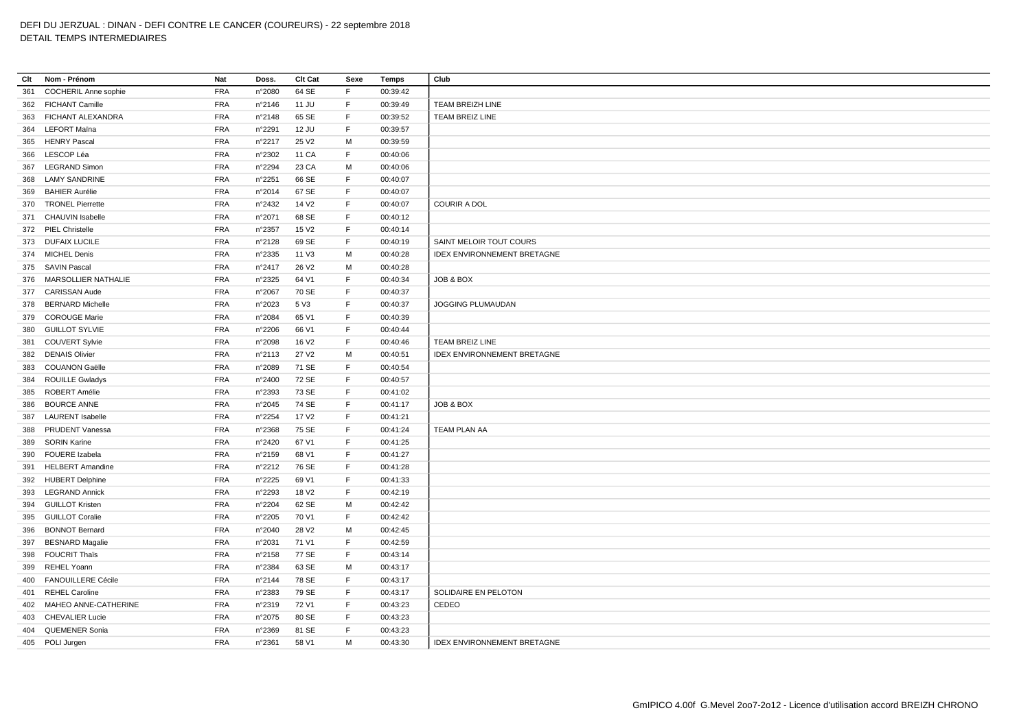DEFI DU JERZUAL : DINAN - DEFI CONTRE LE CANCER (COUREURS) - 22 septembre 2018
DETAIL TEMPS INTERMEDIAIRES

| Clt | Nom - Prénom | Nat | Doss. | Clt Cat | Sexe | Temps | Club |
|---|---|---|---|---|---|---|---|
| 361 | COCHERIL Anne sophie | FRA | n°2080 | 64 SE | F | 00:39:42 | |
| 362 | FICHANT Camille | FRA | n°2146 | 11 JU | F | 00:39:49 | TEAM BREIZH LINE |
| 363 | FICHANT ALEXANDRA | FRA | n°2148 | 65 SE | F | 00:39:52 | TEAM BREIZ LINE |
| 364 | LEFORT Maïna | FRA | n°2291 | 12 JU | F | 00:39:57 | |
| 365 | HENRY Pascal | FRA | n°2217 | 25 V2 | M | 00:39:59 | |
| 366 | LESCOP Léa | FRA | n°2302 | 11 CA | F | 00:40:06 | |
| 367 | LEGRAND Simon | FRA | n°2294 | 23 CA | M | 00:40:06 | |
| 368 | LAMY SANDRINE | FRA | n°2251 | 66 SE | F | 00:40:07 | |
| 369 | BAHIER Aurélie | FRA | n°2014 | 67 SE | F | 00:40:07 | |
| 370 | TRONEL Pierrette | FRA | n°2432 | 14 V2 | F | 00:40:07 | COURIR A DOL |
| 371 | CHAUVIN Isabelle | FRA | n°2071 | 68 SE | F | 00:40:12 | |
| 372 | PIEL Christelle | FRA | n°2357 | 15 V2 | F | 00:40:14 | |
| 373 | DUFAIX LUCILE | FRA | n°2128 | 69 SE | F | 00:40:19 | SAINT MELOIR TOUT COURS |
| 374 | MICHEL Denis | FRA | n°2335 | 11 V3 | M | 00:40:28 | IDEX ENVIRONNEMENT BRETAGNE |
| 375 | SAVIN Pascal | FRA | n°2417 | 26 V2 | M | 00:40:28 | |
| 376 | MARSOLLIER NATHALIE | FRA | n°2325 | 64 V1 | F | 00:40:34 | JOB & BOX |
| 377 | CARISSAN Aude | FRA | n°2067 | 70 SE | F | 00:40:37 | |
| 378 | BERNARD Michelle | FRA | n°2023 | 5 V3 | F | 00:40:37 | JOGGING PLUMAUDAN |
| 379 | COROUGE Marie | FRA | n°2084 | 65 V1 | F | 00:40:39 | |
| 380 | GUILLOT SYLVIE | FRA | n°2206 | 66 V1 | F | 00:40:44 | |
| 381 | COUVERT Sylvie | FRA | n°2098 | 16 V2 | F | 00:40:46 | TEAM BREIZ LINE |
| 382 | DENAIS Olivier | FRA | n°2113 | 27 V2 | M | 00:40:51 | IDEX ENVIRONNEMENT BRETAGNE |
| 383 | COUANON Gaëlle | FRA | n°2089 | 71 SE | F | 00:40:54 | |
| 384 | ROUILLE Gwladys | FRA | n°2400 | 72 SE | F | 00:40:57 | |
| 385 | ROBERT Amélie | FRA | n°2393 | 73 SE | F | 00:41:02 | |
| 386 | BOURCE ANNE | FRA | n°2045 | 74 SE | F | 00:41:17 | JOB & BOX |
| 387 | LAURENT Isabelle | FRA | n°2254 | 17 V2 | F | 00:41:21 | |
| 388 | PRUDENT Vanessa | FRA | n°2368 | 75 SE | F | 00:41:24 | TEAM PLAN AA |
| 389 | SORIN Karine | FRA | n°2420 | 67 V1 | F | 00:41:25 | |
| 390 | FOUERE Izabela | FRA | n°2159 | 68 V1 | F | 00:41:27 | |
| 391 | HELBERT Amandine | FRA | n°2212 | 76 SE | F | 00:41:28 | |
| 392 | HUBERT Delphine | FRA | n°2225 | 69 V1 | F | 00:41:33 | |
| 393 | LEGRAND Annick | FRA | n°2293 | 18 V2 | F | 00:42:19 | |
| 394 | GUILLOT Kristen | FRA | n°2204 | 62 SE | M | 00:42:42 | |
| 395 | GUILLOT Coralie | FRA | n°2205 | 70 V1 | F | 00:42:42 | |
| 396 | BONNOT Bernard | FRA | n°2040 | 28 V2 | M | 00:42:45 | |
| 397 | BESNARD Magalie | FRA | n°2031 | 71 V1 | F | 00:42:59 | |
| 398 | FOUCRIT Thaïs | FRA | n°2158 | 77 SE | F | 00:43:14 | |
| 399 | REHEL Yoann | FRA | n°2384 | 63 SE | M | 00:43:17 | |
| 400 | FANOUILLERE Cécile | FRA | n°2144 | 78 SE | F | 00:43:17 | |
| 401 | REHEL Caroline | FRA | n°2383 | 79 SE | F | 00:43:17 | SOLIDAIRE EN PELOTON |
| 402 | MAHEO ANNE-CATHERINE | FRA | n°2319 | 72 V1 | F | 00:43:23 | CEDEO |
| 403 | CHEVALIER Lucie | FRA | n°2075 | 80 SE | F | 00:43:23 | |
| 404 | QUEMENER Sonia | FRA | n°2369 | 81 SE | F | 00:43:23 | |
| 405 | POLI Jurgen | FRA | n°2361 | 58 V1 | M | 00:43:30 | IDEX ENVIRONNEMENT BRETAGNE |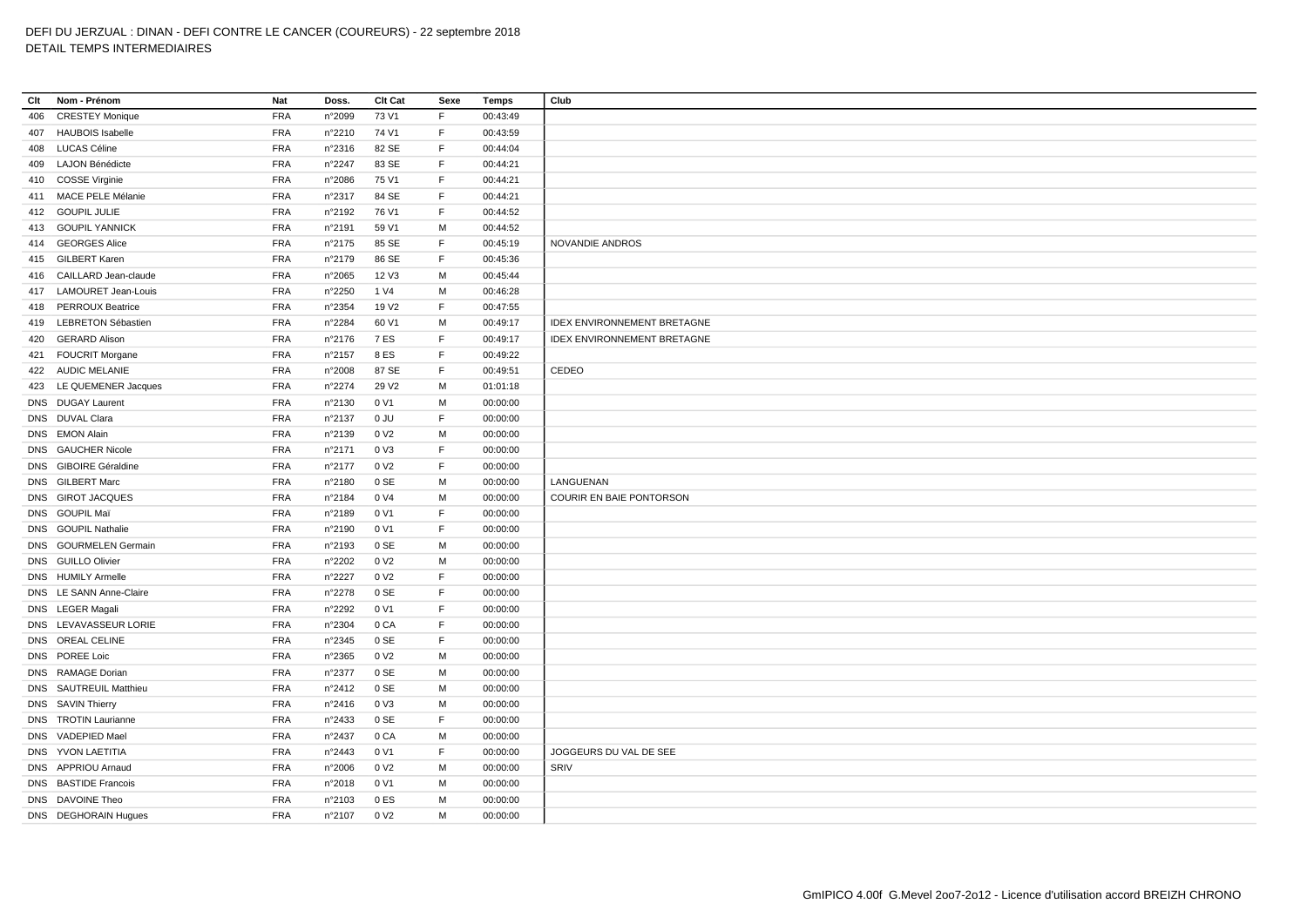DEFI DU JERZUAL : DINAN - DEFI CONTRE LE CANCER (COUREURS) - 22 septembre 2018
DETAIL TEMPS INTERMEDIAIRES

| Clt | Nom - Prénom | Nat | Doss. | Clt Cat | Sexe | Temps | Club |
|---|---|---|---|---|---|---|---|
| 406 | CRESTEY Monique | FRA | n°2099 | 73 V1 | F | 00:43:49 | |
| 407 | HAUBOIS Isabelle | FRA | n°2210 | 74 V1 | F | 00:43:59 | |
| 408 | LUCAS Céline | FRA | n°2316 | 82 SE | F | 00:44:04 | |
| 409 | LAJON Bénédicte | FRA | n°2247 | 83 SE | F | 00:44:21 | |
| 410 | COSSE Virginie | FRA | n°2086 | 75 V1 | F | 00:44:21 | |
| 411 | MACE PELE Mélanie | FRA | n°2317 | 84 SE | F | 00:44:21 | |
| 412 | GOUPIL JULIE | FRA | n°2192 | 76 V1 | F | 00:44:52 | |
| 413 | GOUPIL YANNICK | FRA | n°2191 | 59 V1 | M | 00:44:52 | |
| 414 | GEORGES Alice | FRA | n°2175 | 85 SE | F | 00:45:19 | NOVANDIE ANDROS |
| 415 | GILBERT Karen | FRA | n°2179 | 86 SE | F | 00:45:36 | |
| 416 | CAILLARD Jean-claude | FRA | n°2065 | 12 V3 | M | 00:45:44 | |
| 417 | LAMOURET Jean-Louis | FRA | n°2250 | 1 V4 | M | 00:46:28 | |
| 418 | PERROUX Beatrice | FRA | n°2354 | 19 V2 | F | 00:47:55 | |
| 419 | LEBRETON Sébastien | FRA | n°2284 | 60 V1 | M | 00:49:17 | IDEX ENVIRONNEMENT BRETAGNE |
| 420 | GERARD Alison | FRA | n°2176 | 7 ES | F | 00:49:17 | IDEX ENVIRONNEMENT BRETAGNE |
| 421 | FOUCRIT Morgane | FRA | n°2157 | 8 ES | F | 00:49:22 | |
| 422 | AUDIC MELANIE | FRA | n°2008 | 87 SE | F | 00:49:51 | CEDEO |
| 423 | LE QUEMENER Jacques | FRA | n°2274 | 29 V2 | M | 01:01:18 | |
| DNS | DUGAY Laurent | FRA | n°2130 | 0 V1 | M | 00:00:00 | |
| DNS | DUVAL Clara | FRA | n°2137 | 0 JU | F | 00:00:00 | |
| DNS | EMON Alain | FRA | n°2139 | 0 V2 | M | 00:00:00 | |
| DNS | GAUCHER Nicole | FRA | n°2171 | 0 V3 | F | 00:00:00 | |
| DNS | GIBOIRE Géraldine | FRA | n°2177 | 0 V2 | F | 00:00:00 | |
| DNS | GILBERT Marc | FRA | n°2180 | 0 SE | M | 00:00:00 | LANGUENAN |
| DNS | GIROT JACQUES | FRA | n°2184 | 0 V4 | M | 00:00:00 | COURIR EN BAIE PONTORSON |
| DNS | GOUPIL Maï | FRA | n°2189 | 0 V1 | F | 00:00:00 | |
| DNS | GOUPIL Nathalie | FRA | n°2190 | 0 V1 | F | 00:00:00 | |
| DNS | GOURMELEN Germain | FRA | n°2193 | 0 SE | M | 00:00:00 | |
| DNS | GUILLO Olivier | FRA | n°2202 | 0 V2 | M | 00:00:00 | |
| DNS | HUMILY Armelle | FRA | n°2227 | 0 V2 | F | 00:00:00 | |
| DNS | LE SANN Anne-Claire | FRA | n°2278 | 0 SE | F | 00:00:00 | |
| DNS | LEGER Magali | FRA | n°2292 | 0 V1 | F | 00:00:00 | |
| DNS | LEVAVASSEUR LORIE | FRA | n°2304 | 0 CA | F | 00:00:00 | |
| DNS | OREAL CELINE | FRA | n°2345 | 0 SE | F | 00:00:00 | |
| DNS | POREE Loic | FRA | n°2365 | 0 V2 | M | 00:00:00 | |
| DNS | RAMAGE Dorian | FRA | n°2377 | 0 SE | M | 00:00:00 | |
| DNS | SAUTREUIL Matthieu | FRA | n°2412 | 0 SE | M | 00:00:00 | |
| DNS | SAVIN Thierry | FRA | n°2416 | 0 V3 | M | 00:00:00 | |
| DNS | TROTIN Laurianne | FRA | n°2433 | 0 SE | F | 00:00:00 | |
| DNS | VADEPIED Mael | FRA | n°2437 | 0 CA | M | 00:00:00 | |
| DNS | YVON LAETITIA | FRA | n°2443 | 0 V1 | F | 00:00:00 | JOGGEURS DU VAL DE SEE |
| DNS | APPRIOU Arnaud | FRA | n°2006 | 0 V2 | M | 00:00:00 | SRIV |
| DNS | BASTIDE Francois | FRA | n°2018 | 0 V1 | M | 00:00:00 | |
| DNS | DAVOINE Theo | FRA | n°2103 | 0 ES | M | 00:00:00 | |
| DNS | DEGHORAIN Hugues | FRA | n°2107 | 0 V2 | M | 00:00:00 | |

GmIPICO 4.00f G.Mevel 2oo7-2o12 - Licence d'utilisation accord BREIZH CHRONO